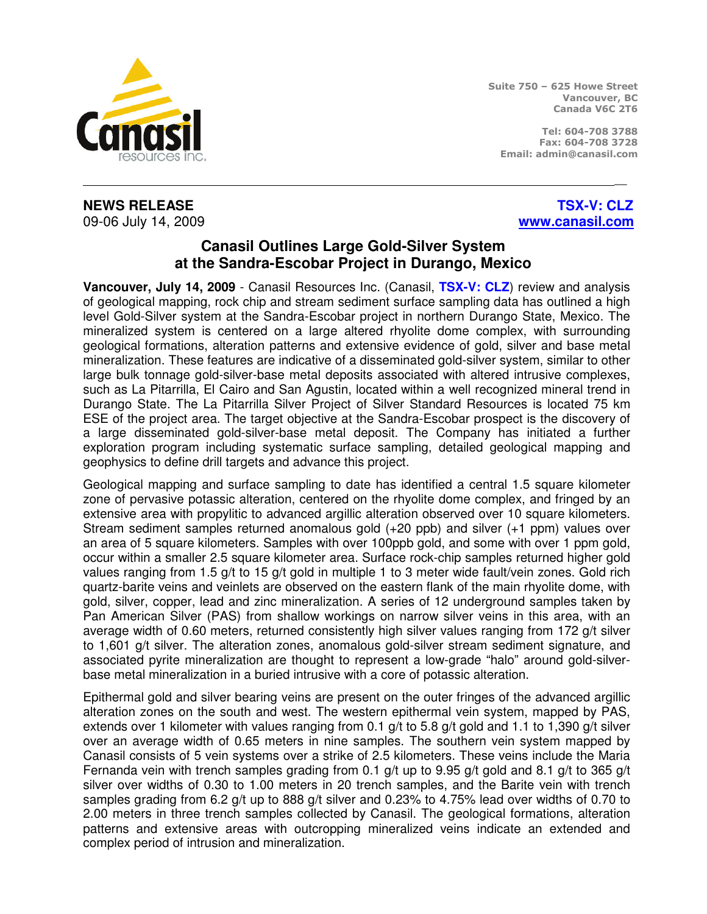Suite 750 – 625 Howe Street
Vancouver, BC
Canada V6C 2T6

Tel: 604-708 3788
Fax: 604-708 3728
Email: admin@canasil.com

**NEWS RELEASE** **TSX-V: CLZ**
09-06 July 14, 2009 www.canasil.com

# Canasil Outlines Large Gold-Silver System at the Sandra-Escobar Project in Durango, Mexico

**Vancouver, July 14, 2009** - Canasil Resources Inc. (Canasil, **TSX-V: CLZ**) review and analysis of geological mapping, rock chip and stream sediment surface sampling data has outlined a high level Gold-Silver system at the Sandra-Escobar project in northern Durango State, Mexico. The mineralized system is centered on a large altered rhyolite dome complex, with surrounding geological formations, alteration patterns and extensive evidence of gold, silver and base metal mineralization. These features are indicative of a disseminated gold-silver system, similar to other large bulk tonnage gold-silver-base metal deposits associated with altered intrusive complexes, such as La Pitarrilla, El Cairo and San Agustin, located within a well recognized mineral trend in Durango State. The La Pitarrilla Silver Project of Silver Standard Resources is located 75 km ESE of the project area. The target objective at the Sandra-Escobar prospect is the discovery of a large disseminated gold-silver-base metal deposit. The Company has initiated a further exploration program including systematic surface sampling, detailed geological mapping and geophysics to define drill targets and advance this project.

Geological mapping and surface sampling to date has identified a central 1.5 square kilometer zone of pervasive potassic alteration, centered on the rhyolite dome complex, and fringed by an extensive area with propylitic to advanced argillic alteration observed over 10 square kilometers. Stream sediment samples returned anomalous gold (+20 ppb) and silver (+1 ppm) values over an area of 5 square kilometers. Samples with over 100ppb gold, and some with over 1 ppm gold, occur within a smaller 2.5 square kilometer area. Surface rock-chip samples returned higher gold values ranging from 1.5 g/t to 15 g/t gold in multiple 1 to 3 meter wide fault/vein zones. Gold rich quartz-barite veins and veinlets are observed on the eastern flank of the main rhyolite dome, with gold, silver, copper, lead and zinc mineralization. A series of 12 underground samples taken by Pan American Silver (PAS) from shallow workings on narrow silver veins in this area, with an average width of 0.60 meters, returned consistently high silver values ranging from 172 g/t silver to 1,601 g/t silver. The alteration zones, anomalous gold-silver stream sediment signature, and associated pyrite mineralization are thought to represent a low-grade "halo" around gold-silver-base metal mineralization in a buried intrusive with a core of potassic alteration.

Epithermal gold and silver bearing veins are present on the outer fringes of the advanced argillic alteration zones on the south and west. The western epithermal vein system, mapped by PAS, extends over 1 kilometer with values ranging from 0.1 g/t to 5.8 g/t gold and 1.1 to 1,390 g/t silver over an average width of 0.65 meters in nine samples. The southern vein system mapped by Canasil consists of 5 vein systems over a strike of 2.5 kilometers. These veins include the Maria Fernanda vein with trench samples grading from 0.1 g/t up to 9.95 g/t gold and 8.1 g/t to 365 g/t silver over widths of 0.30 to 1.00 meters in 20 trench samples, and the Barite vein with trench samples grading from 6.2 g/t up to 888 g/t silver and 0.23% to 4.75% lead over widths of 0.70 to 2.00 meters in three trench samples collected by Canasil. The geological formations, alteration patterns and extensive areas with outcropping mineralized veins indicate an extended and complex period of intrusion and mineralization.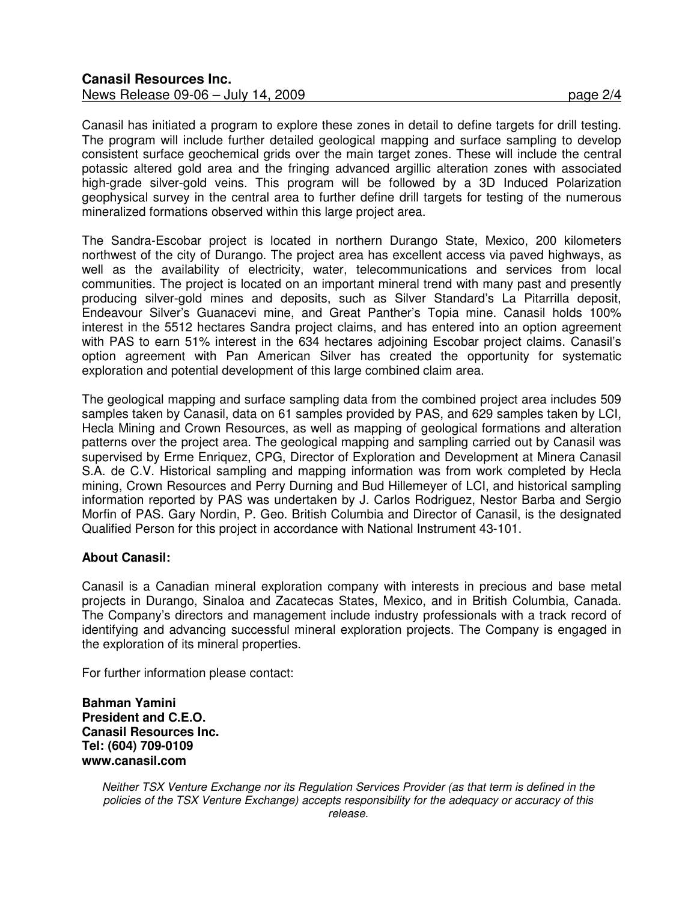Canasil has initiated a program to explore these zones in detail to define targets for drill testing. The program will include further detailed geological mapping and surface sampling to develop consistent surface geochemical grids over the main target zones. These will include the central potassic altered gold area and the fringing advanced argillic alteration zones with associated high-grade silver-gold veins. This program will be followed by a 3D Induced Polarization geophysical survey in the central area to further define drill targets for testing of the numerous mineralized formations observed within this large project area.

The Sandra-Escobar project is located in northern Durango State, Mexico, 200 kilometers northwest of the city of Durango. The project area has excellent access via paved highways, as well as the availability of electricity, water, telecommunications and services from local communities. The project is located on an important mineral trend with many past and presently producing silver-gold mines and deposits, such as Silver Standard's La Pitarrilla deposit, Endeavour Silver's Guanacevi mine, and Great Panther's Topia mine. Canasil holds 100% interest in the 5512 hectares Sandra project claims, and has entered into an option agreement with PAS to earn 51% interest in the 634 hectares adjoining Escobar project claims. Canasil's option agreement with Pan American Silver has created the opportunity for systematic exploration and potential development of this large combined claim area.

The geological mapping and surface sampling data from the combined project area includes 509 samples taken by Canasil, data on 61 samples provided by PAS, and 629 samples taken by LCI, Hecla Mining and Crown Resources, as well as mapping of geological formations and alteration patterns over the project area. The geological mapping and sampling carried out by Canasil was supervised by Erme Enriquez, CPG, Director of Exploration and Development at Minera Canasil S.A. de C.V. Historical sampling and mapping information was from work completed by Hecla mining, Crown Resources and Perry Durning and Bud Hillemeyer of LCI, and historical sampling information reported by PAS was undertaken by J. Carlos Rodriguez, Nestor Barba and Sergio Morfin of PAS. Gary Nordin, P. Geo. British Columbia and Director of Canasil, is the designated Qualified Person for this project in accordance with National Instrument 43-101.

**About Canasil:**

Canasil is a Canadian mineral exploration company with interests in precious and base metal projects in Durango, Sinaloa and Zacatecas States, Mexico, and in British Columbia, Canada. The Company's directors and management include industry professionals with a track record of identifying and advancing successful mineral exploration projects. The Company is engaged in the exploration of its mineral properties.

For further information please contact:

**Bahman Yamini**
**President and C.E.O.**
**Canasil Resources Inc.**
**Tel: (604) 709-0109**
**www.canasil.com**

*Neither TSX Venture Exchange nor its Regulation Services Provider (as that term is defined in the policies of the TSX Venture Exchange) accepts responsibility for the adequacy or accuracy of this release.*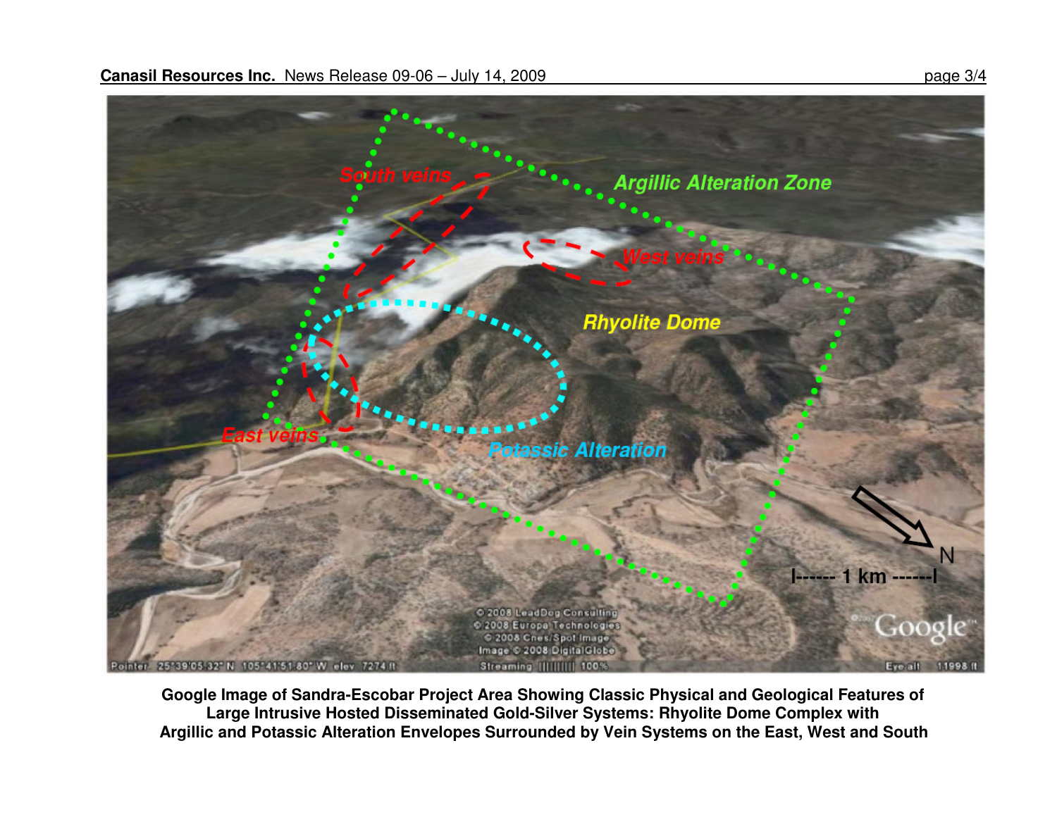**Google Image of Sandra-Escobar Project Area Showing Classic Physical and Geological Features of Large Intrusive Hosted Disseminated Gold-Silver Systems: Rhyolite Dome Complex with Argillic and Potassic Alteration Envelopes Surrounded by Vein Systems on the East, West and South**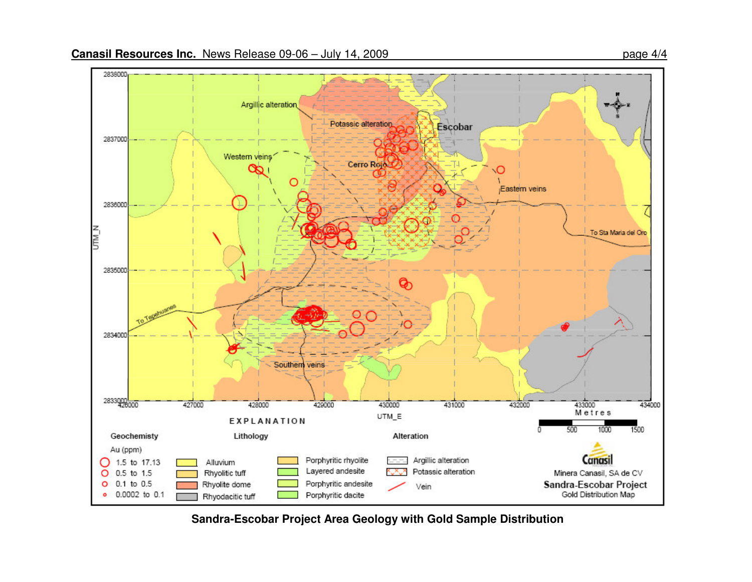Argillic alteration
Potassic alteration
Escobar
Western veins
Cerro Rojo
Eastern veins
To Sta Maria del Oro
To Tepehuanes
Southern veins

2838000
2837000
2836000
2835000
2834000
2833000
UTM_N

426000
427000
428000
429000
430000
431000
432000
433000
434000
UTM_E

Metres
0 500 1000 1500

EXPLANATION

Geochemistry
Au (ppm)
1.5 to 17.13
0.5 to 1.5
0.1 to 0.5
0.0002 to 0.1

Lithology
Alluvium
Rhyolitic tuff
Rhyolite dome
Rhyodacitic tuff
Porphyritic rhyolite
Layered andesite
Porphyritic andesite
Porphyritic dacite

Alteration
Argillic alteration
Potassic alteration
Vein

Canasil
Minera Canasil, SA de CV
Sandra-Escobar Project
Gold Distribution Map

**Sandra-Escobar Project Area Geology with Gold Sample Distribution**